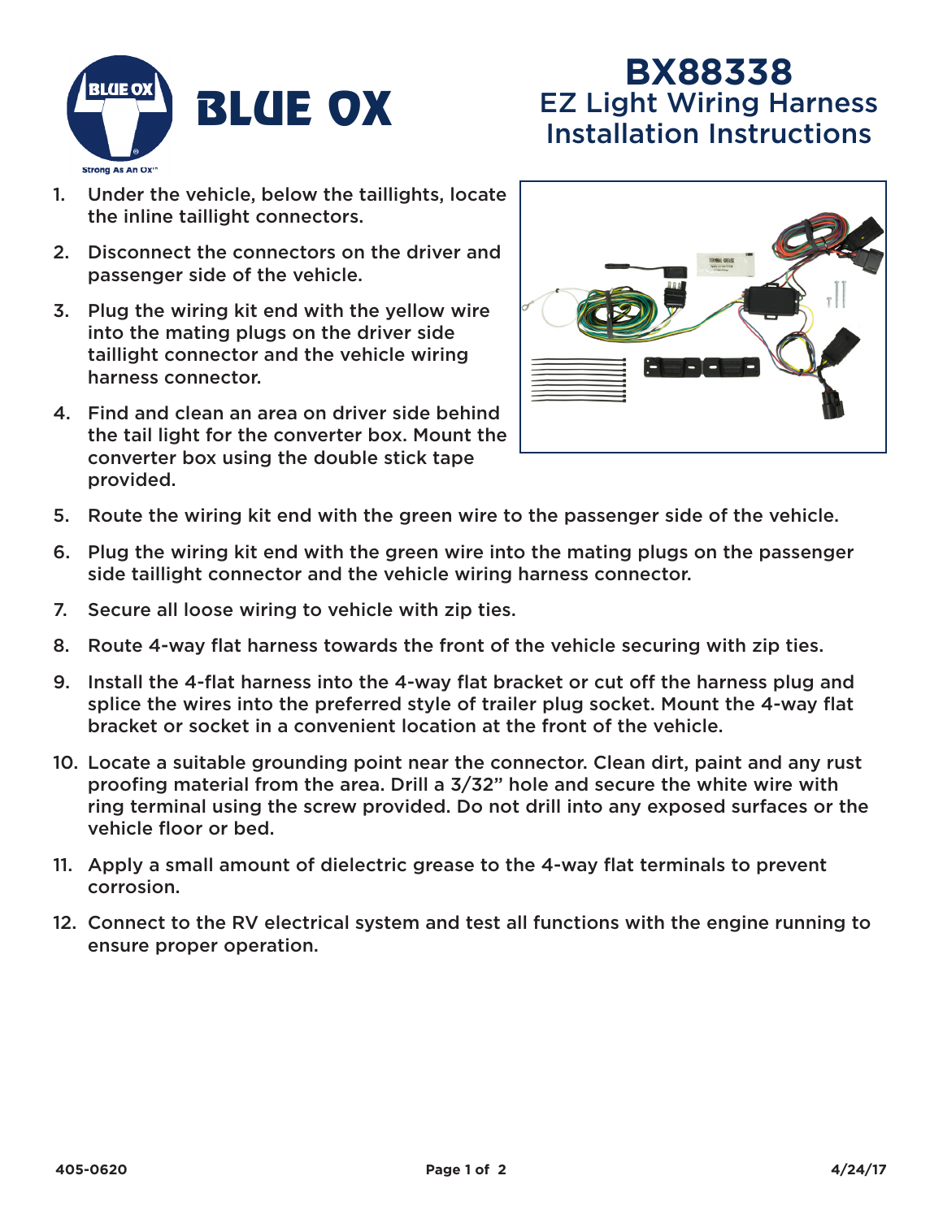# BX88338

## EZ Light Wiring Harness Installation Instructions

1. Under the vehicle, below the taillights, locate the inline taillight connectors.
2. Disconnect the connectors on the driver and passenger side of the vehicle.
3. Plug the wiring kit end with the yellow wire into the mating plugs on the driver side taillight connector and the vehicle wiring harness connector.
4. Find and clean an area on driver side behind the tail light for the converter box. Mount the converter box using the double stick tape provided.
5. Route the wiring kit end with the green wire to the passenger side of the vehicle.
6. Plug the wiring kit end with the green wire into the mating plugs on the passenger side taillight connector and the vehicle wiring harness connector.
7. Secure all loose wiring to vehicle with zip ties.
8. Route 4-way flat harness towards the front of the vehicle securing with zip ties.
9. Install the 4-flat harness into the 4-way flat bracket or cut off the harness plug and splice the wires into the preferred style of trailer plug socket. Mount the 4-way flat bracket or socket in a convenient location at the front of the vehicle.
10. Locate a suitable grounding point near the connector. Clean dirt, paint and any rust proofing material from the area. Drill a 3/32" hole and secure the white wire with ring terminal using the screw provided. Do not drill into any exposed surfaces or the vehicle floor or bed.
11. Apply a small amount of dielectric grease to the 4-way flat terminals to prevent corrosion.
12. Connect to the RV electrical system and test all functions with the engine running to ensure proper operation.

405-0620 4/24/17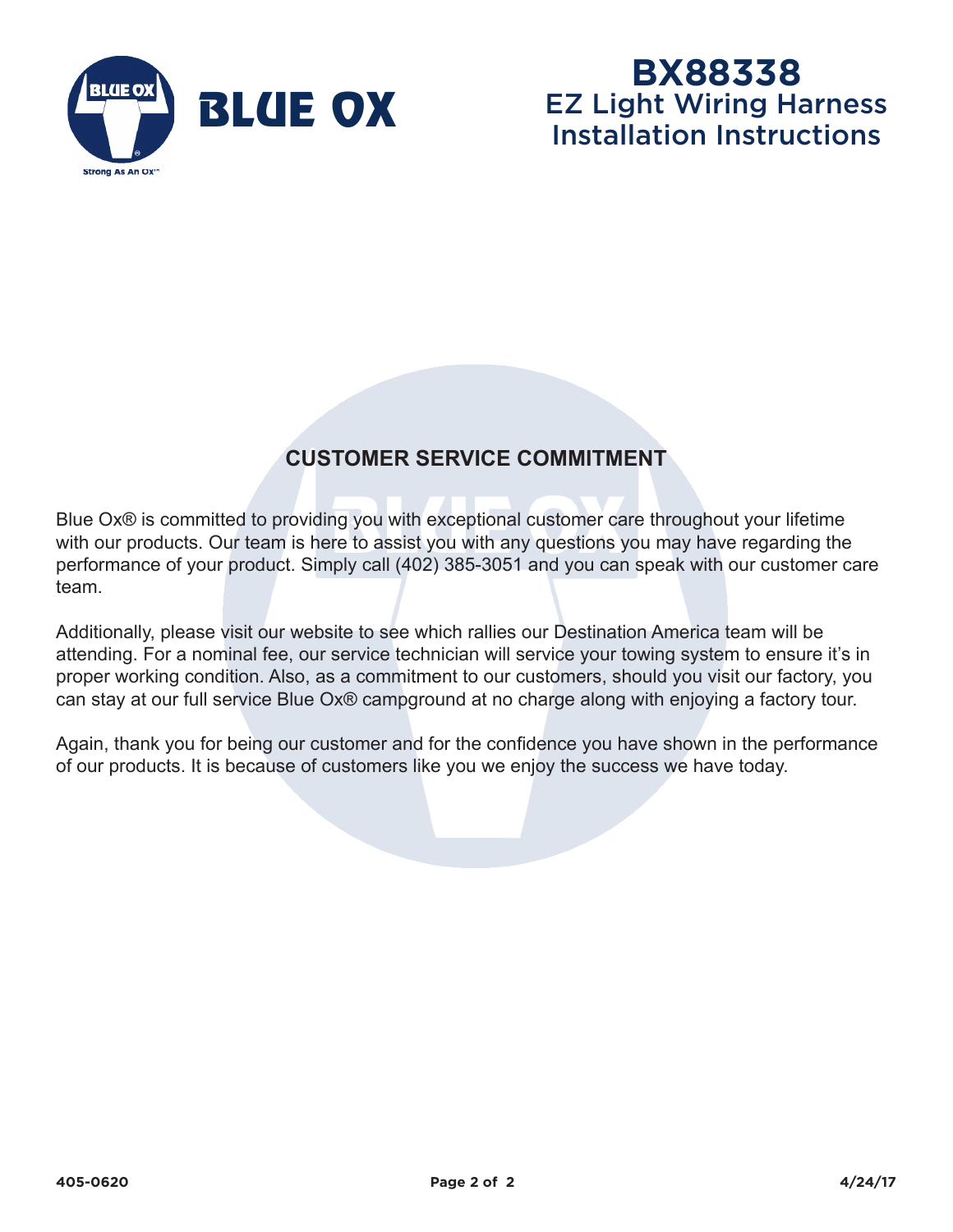# BX88338
## EZ Light Wiring Harness
## Installation Instructions

### CUSTOMER SERVICE COMMITMENT

Blue Ox® is committed to providing you with exceptional customer care throughout your lifetime with our products. Our team is here to assist you with any questions you may have regarding the performance of your product. Simply call (402) 385-3051 and you can speak with our customer care team.

Additionally, please visit our website to see which rallies our Destination America team will be attending. For a nominal fee, our service technician will service your towing system to ensure it's in proper working condition. Also, as a commitment to our customers, should you visit our factory, you can stay at our full service Blue Ox® campground at no charge along with enjoying a factory tour.

Again, thank you for being our customer and for the confidence you have shown in the performance of our products. It is because of customers like you we enjoy the success we have today.

405-0620 4/24/17